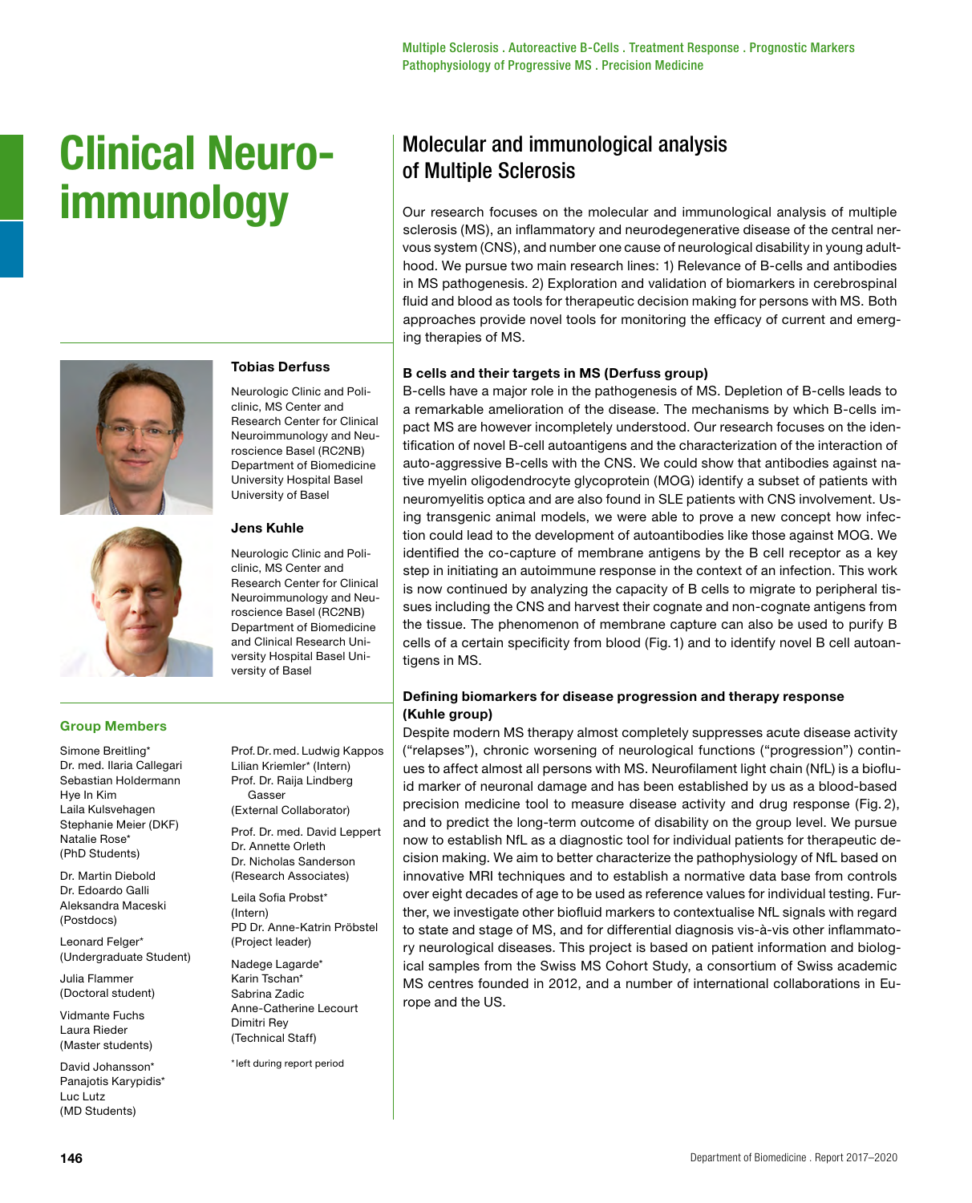Multiple Sclerosis . Autoreactive B-Cells . Treatment Response . Prognostic Markers
Pathophysiology of Progressive MS . Precision Medicine

# Clinical Neuro-immunology

## Molecular and immunological analysis of Multiple Sclerosis

Our research focuses on the molecular and immunological analysis of multiple sclerosis (MS), an inflammatory and neurodegenerative disease of the central nervous system (CNS), and number one cause of neurological disability in young adulthood. We pursue two main research lines: 1) Relevance of B-cells and antibodies in MS pathogenesis. 2) Exploration and validation of biomarkers in cerebrospinal fluid and blood as tools for therapeutic decision making for persons with MS. Both approaches provide novel tools for monitoring the efficacy of current and emerging therapies of MS.

**Tobias Derfuss**

Neurologic Clinic and Policlinic, MS Center and Research Center for Clinical Neuroimmunology and Neuroscience Basel (RC2NB)
Department of Biomedicine
University Hospital Basel
University of Basel

**Jens Kuhle**

Neurologic Clinic and Policlinic, MS Center and Research Center for Clinical Neuroimmunology and Neuroscience Basel (RC2NB)
Department of Biomedicine and Clinical Research University Hospital Basel University of Basel

### Group Members

Simone Breitling*
Dr. med. Ilaria Callegari
Sebastian Holdermann
Hye In Kim
Laila Kulsvehagen
Stephanie Meier (DKF)
Natalie Rose*
(PhD Students)

Dr. Martin Diebold
Dr. Edoardo Galli
Aleksandra Maceski
(Postdocs)

Leonard Felger*
(Undergraduate Student)

Julia Flammer
(Doctoral student)

Vidmante Fuchs
Laura Rieder
(Master students)

David Johansson*
Panajotis Karypidis*
Luc Lutz
(MD Students)

Prof. Dr. med. Ludwig Kappos
Lilian Kriemler* (Intern)
Prof. Dr. Raija Lindberg Gasser
(External Collaborator)

Prof. Dr. med. David Leppert
Dr. Annette Orleth
Dr. Nicholas Sanderson
(Research Associates)

Leila Sofia Probst*
(Intern)
PD Dr. Anne-Katrin Pröbstel
(Project leader)

Nadege Lagarde*
Karin Tschan*
Sabrina Zadic
Anne-Catherine Lecourt
Dimitri Rey
(Technical Staff)

*left during report period

**B cells and their targets in MS (Derfuss group)**

B-cells have a major role in the pathogenesis of MS. Depletion of B-cells leads to a remarkable amelioration of the disease. The mechanisms by which B-cells impact MS are however incompletely understood. Our research focuses on the identification of novel B-cell autoantigens and the characterization of the interaction of auto-aggressive B-cells with the CNS. We could show that antibodies against native myelin oligodendrocyte glycoprotein (MOG) identify a subset of patients with neuromyelitis optica and are also found in SLE patients with CNS involvement. Using transgenic animal models, we were able to prove a new concept how infection could lead to the development of autoantibodies like those against MOG. We identified the co-capture of membrane antigens by the B cell receptor as a key step in initiating an autoimmune response in the context of an infection. This work is now continued by analyzing the capacity of B cells to migrate to peripheral tissues including the CNS and harvest their cognate and non-cognate antigens from the tissue. The phenomenon of membrane capture can also be used to purify B cells of a certain specificity from blood (Fig. 1) and to identify novel B cell autoantigens in MS.

**Defining biomarkers for disease progression and therapy response (Kuhle group)**

Despite modern MS therapy almost completely suppresses acute disease activity ("relapses"), chronic worsening of neurological functions ("progression") continues to affect almost all persons with MS. Neurofilament light chain (NfL) is a biofluid marker of neuronal damage and has been established by us as a blood-based precision medicine tool to measure disease activity and drug response (Fig. 2), and to predict the long-term outcome of disability on the group level. We pursue now to establish NfL as a diagnostic tool for individual patients for therapeutic decision making. We aim to better characterize the pathophysiology of NfL based on innovative MRI techniques and to establish a normative data base from controls over eight decades of age to be used as reference values for individual testing. Further, we investigate other biofluid markers to contextualise NfL signals with regard to state and stage of MS, and for differential diagnosis vis-à-vis other inflammatory neurological diseases. This project is based on patient information and biological samples from the Swiss MS Cohort Study, a consortium of Swiss academic MS centres founded in 2012, and a number of international collaborations in Europe and the US.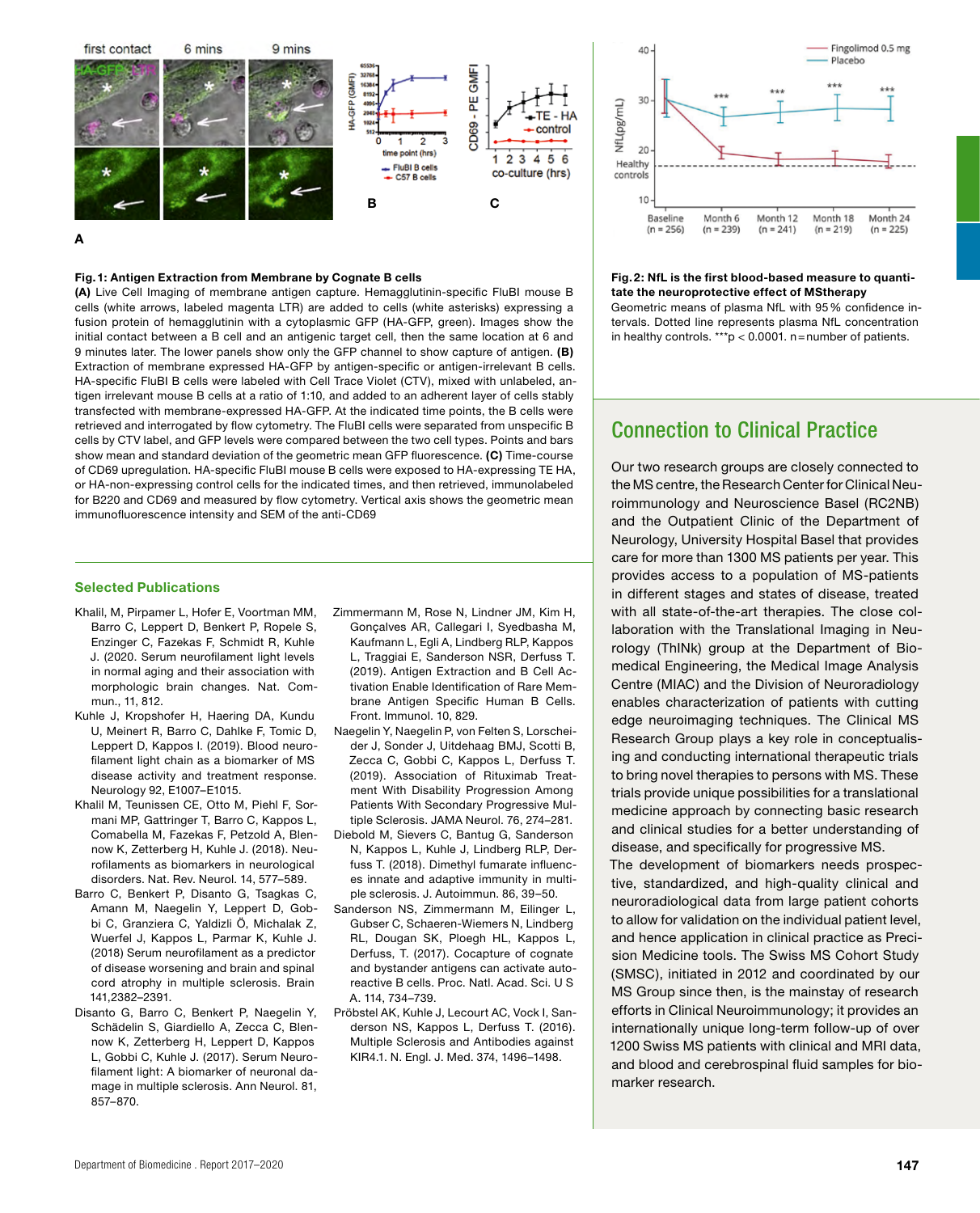first contact
6 mins
9 mins
HA-GFP LTR

A

HA-GFP (GMFI)
65536
32768
16384
8192
4096
2048
1024
512
0 1 2 3
time point (hrs)
FluBI B cells
C57 B cells

B

CD69 - PE GMFI
TE - HA
control
1 2 3 4 5 6
co-culture (hrs)

C

**Fig. 1: Antigen Extraction from Membrane by Cognate B cells**
**(A)** Live Cell Imaging of membrane antigen capture. Hemagglutinin-specific FluBI mouse B cells (white arrows, labeled magenta LTR) are added to cells (white asterisks) expressing a fusion protein of hemagglutinin with a cytoplasmic GFP (HA-GFP, green). Images show the initial contact between a B cell and an antigenic target cell, then the same location at 6 and 9 minutes later. The lower panels show only the GFP channel to show capture of antigen. **(B)** Extraction of membrane expressed HA-GFP by antigen-specific or antigen-irrelevant B cells. HA-specific FluBI B cells were labeled with Cell Trace Violet (CTV), mixed with unlabeled, antigen irrelevant mouse B cells at a ratio of 1:10, and added to an adherent layer of cells stably transfected with membrane-expressed HA-GFP. At the indicated time points, the B cells were retrieved and interrogated by flow cytometry. The FluBI cells were separated from unspecific B cells by CTV label, and GFP levels were compared between the two cell types. Points and bars show mean and standard deviation of the geometric mean GFP fluorescence. **(C)** Time-course of CD69 upregulation. HA-specific FluBI mouse B cells were exposed to HA-expressing TE HA, or HA-non-expressing control cells for the indicated times, and then retrieved, immunolabeled for B220 and CD69 and measured by flow cytometry. Vertical axis shows the geometric mean immunofluorescence intensity and SEM of the anti-CD69

NfL (pg/mL)
40
30
20
10
Fingolimod 0.5 mg
Placebo
Healthy controls
Baseline (n = 256)
Month 6 (n = 239)
Month 12 (n = 241)
Month 18 (n = 219)
Month 24 (n = 225)

**Fig. 2: NfL is the first blood-based measure to quantitate the neuroprotective effect of MStherapy**
Geometric means of plasma NfL with 95 % confidence intervals. Dotted line represents plasma NfL concentration in healthy controls. ***p < 0.0001. n = number of patients.

## Selected Publications

Khalil, M, Pirpamer L, Hofer E, Voortman MM, Barro C, Leppert D, Benkert P, Ropele S, Enzinger C, Fazekas F, Schmidt R, Kuhle J. (2020. Serum neurofilament light levels in normal aging and their association with morphologic brain changes. Nat. Commun., 11, 812.

Kuhle J, Kropshofer H, Haering DA, Kundu U, Meinert R, Barro C, Dahlke F, Tomic D, Leppert D, Kappos l. (2019). Blood neurofilament light chain as a biomarker of MS disease activity and treatment response. Neurology 92, E1007–E1015.

Khalil M, Teunissen CE, Otto M, Piehl F, Sormani MP, Gattringer T, Barro C, Kappos L, Comabella M, Fazekas F, Petzold A, Blennow K, Zetterberg H, Kuhle J. (2018). Neurofilaments as biomarkers in neurological disorders. Nat. Rev. Neurol. 14, 577–589.

Barro C, Benkert P, Disanto G, Tsagkas C, Amann M, Naegelin Y, Leppert D, Gobbi C, Granziera C, Yaldizli Ö, Michalak Z, Wuerfel J, Kappos L, Parmar K, Kuhle J. (2018) Serum neurofilament as a predictor of disease worsening and brain and spinal cord atrophy in multiple sclerosis. Brain 141,2382–2391.

Disanto G, Barro C, Benkert P, Naegelin Y, Schädelin S, Giardiello A, Zecca C, Blennow K, Zetterberg H, Leppert D, Kappos L, Gobbi C, Kuhle J. (2017). Serum Neurofilament light: A biomarker of neuronal damage in multiple sclerosis. Ann Neurol. 81, 857–870.

Zimmermann M, Rose N, Lindner JM, Kim H, Gonçalves AR, Callegari I, Syedbasha M, Kaufmann L, Egli A, Lindberg RLP, Kappos L, Traggiai E, Sanderson NSR, Derfuss T. (2019). Antigen Extraction and B Cell Activation Enable Identification of Rare Membrane Antigen Specific Human B Cells. Front. Immunol. 10, 829.

Naegelin Y, Naegelin P, von Felten S, Lorscheider J, Sonder J, Uitdehaag BMJ, Scotti B, Zecca C, Gobbi C, Kappos L, Derfuss T. (2019). Association of Rituximab Treatment With Disability Progression Among Patients With Secondary Progressive Multiple Sclerosis. JAMA Neurol. 76, 274–281.

Diebold M, Sievers C, Bantug G, Sanderson N, Kappos L, Kuhle J, Lindberg RLP, Derfuss T. (2018). Dimethyl fumarate influences innate and adaptive immunity in multiple sclerosis. J. Autoimmun. 86, 39–50.

Sanderson NS, Zimmermann M, Eilinger L, Gubser C, Schaeren-Wiemers N, Lindberg RL, Dougan SK, Ploegh HL, Kappos L, Derfuss, T. (2017). Cocapture of cognate and bystander antigens can activate autoreactive B cells. Proc. Natl. Acad. Sci. U S A. 114, 734–739.

Pröbstel AK, Kuhle J, Lecourt AC, Vock I, Sanderson NS, Kappos L, Derfuss T. (2016). Multiple Sclerosis and Antibodies against KIR4.1. N. Engl. J. Med. 374, 1496–1498.

## Connection to Clinical Practice

Our two research groups are closely connected to the MS centre, the Research Center for Clinical Neuroimmunology and Neuroscience Basel (RC2NB) and the Outpatient Clinic of the Department of Neurology, University Hospital Basel that provides care for more than 1300 MS patients per year. This provides access to a population of MS-patients in different stages and states of disease, treated with all state-of-the-art therapies. The close collaboration with the Translational Imaging in Neurology (ThINk) group at the Department of Biomedical Engineering, the Medical Image Analysis Centre (MIAC) and the Division of Neuroradiology enables characterization of patients with cutting edge neuroimaging techniques. The Clinical MS Research Group plays a key role in conceptualising and conducting international therapeutic trials to bring novel therapies to persons with MS. These trials provide unique possibilities for a translational medicine approach by connecting basic research and clinical studies for a better understanding of disease, and specifically for progressive MS.

The development of biomarkers needs prospective, standardized, and high-quality clinical and neuroradiological data from large patient cohorts to allow for validation on the individual patient level, and hence application in clinical practice as Precision Medicine tools. The Swiss MS Cohort Study (SMSC), initiated in 2012 and coordinated by our MS Group since then, is the mainstay of research efforts in Clinical Neuroimmunology; it provides an internationally unique long-term follow-up of over 1200 Swiss MS patients with clinical and MRI data, and blood and cerebrospinal fluid samples for biomarker research.